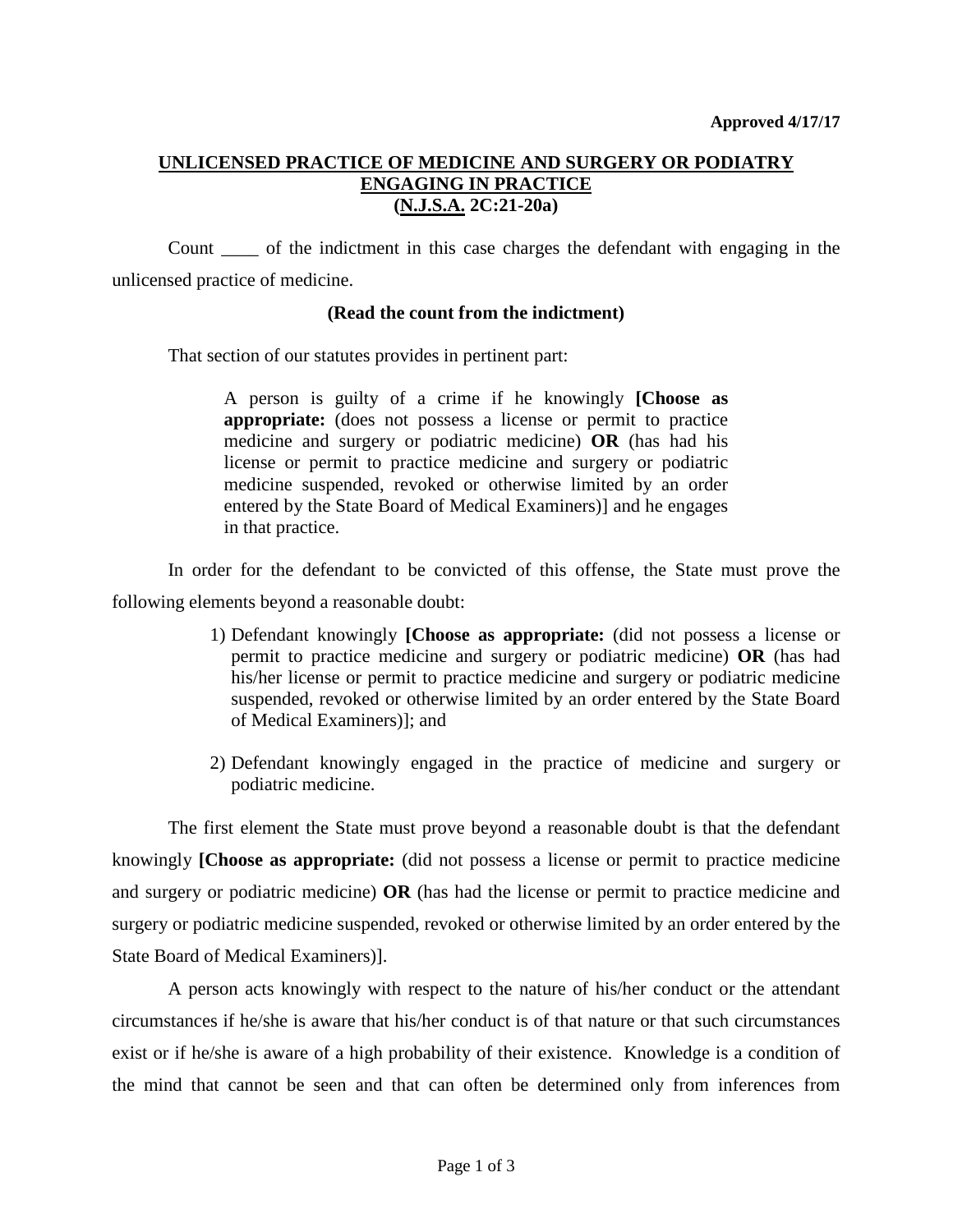**Approved 4/17/17**

## UNLICENSED PRACTICE OF MEDICINE AND SURGERY OR PODIATRY ENGAGING IN PRACTICE (N.J.S.A. 2C:21-20a)

Count ____ of the indictment in this case charges the defendant with engaging in the unlicensed practice of medicine.

**(Read the count from the indictment)**

That section of our statutes provides in pertinent part:

> A person is guilty of a crime if he knowingly **[Choose as appropriate:** (does not possess a license or permit to practice medicine and surgery or podiatric medicine) **OR** (has had his license or permit to practice medicine and surgery or podiatric medicine suspended, revoked or otherwise limited by an order entered by the State Board of Medical Examiners)] and he engages in that practice.

In order for the defendant to be convicted of this offense, the State must prove the following elements beyond a reasonable doubt:

1) Defendant knowingly **[Choose as appropriate:** (did not possess a license or permit to practice medicine and surgery or podiatric medicine) **OR** (has had his/her license or permit to practice medicine and surgery or podiatric medicine suspended, revoked or otherwise limited by an order entered by the State Board of Medical Examiners)]; and

2) Defendant knowingly engaged in the practice of medicine and surgery or podiatric medicine.

The first element the State must prove beyond a reasonable doubt is that the defendant knowingly **[Choose as appropriate:** (did not possess a license or permit to practice medicine and surgery or podiatric medicine) **OR** (has had the license or permit to practice medicine and surgery or podiatric medicine suspended, revoked or otherwise limited by an order entered by the State Board of Medical Examiners)].

A person acts knowingly with respect to the nature of his/her conduct or the attendant circumstances if he/she is aware that his/her conduct is of that nature or that such circumstances exist or if he/she is aware of a high probability of their existence. Knowledge is a condition of the mind that cannot be seen and that can often be determined only from inferences from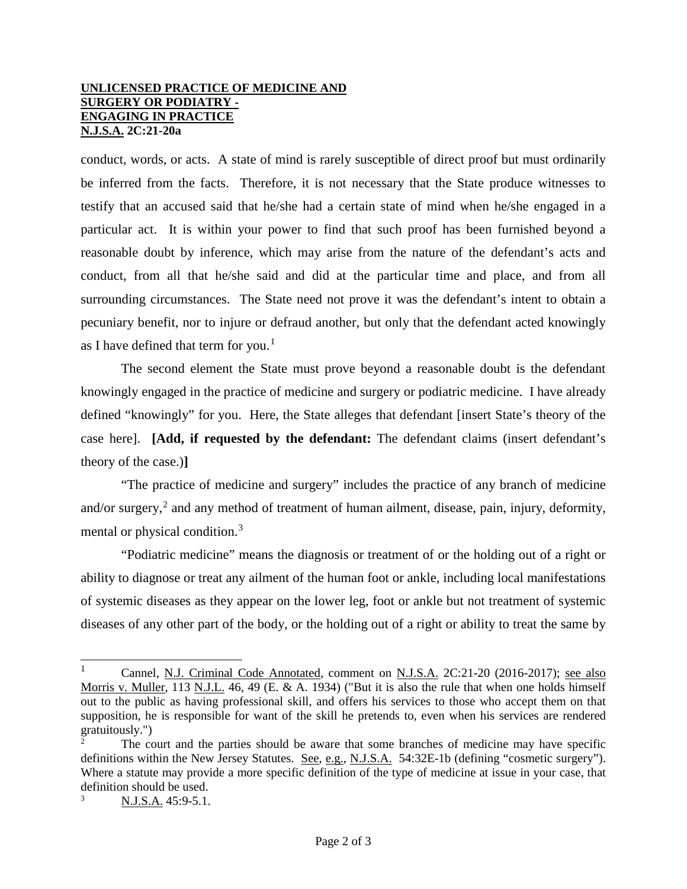conduct, words, or acts. A state of mind is rarely susceptible of direct proof but must ordinarily be inferred from the facts. Therefore, it is not necessary that the State produce witnesses to testify that an accused said that he/she had a certain state of mind when he/she engaged in a particular act. It is within your power to find that such proof has been furnished beyond a reasonable doubt by inference, which may arise from the nature of the defendant's acts and conduct, from all that he/she said and did at the particular time and place, and from all surrounding circumstances. The State need not prove it was the defendant's intent to obtain a pecuniary benefit, nor to injure or defraud another, but only that the defendant acted knowingly as I have defined that term for you.[1]

The second element the State must prove beyond a reasonable doubt is the defendant knowingly engaged in the practice of medicine and surgery or podiatric medicine. I have already defined "knowingly" for you. Here, the State alleges that defendant [insert State's theory of the case here]. **[Add, if requested by the defendant:** The defendant claims (insert defendant's theory of the case.)**]**

"The practice of medicine and surgery" includes the practice of any branch of medicine and/or surgery,[2] and any method of treatment of human ailment, disease, pain, injury, deformity, mental or physical condition.[3]

"Podiatric medicine" means the diagnosis or treatment of or the holding out of a right or ability to diagnose or treat any ailment of the human foot or ankle, including local manifestations of systemic diseases as they appear on the lower leg, foot or ankle but not treatment of systemic diseases of any other part of the body, or the holding out of a right or ability to treat the same by

---

[1] Cannel, N.J. Criminal Code Annotated, comment on N.J.S.A. 2C:21-20 (2016-2017); see also Morris v. Muller, 113 N.J.L. 46, 49 (E. & A. 1934) ("But it is also the rule that when one holds himself out to the public as having professional skill, and offers his services to those who accept them on that supposition, he is responsible for want of the skill he pretends to, even when his services are rendered gratuitously.")

[2] The court and the parties should be aware that some branches of medicine may have specific definitions within the New Jersey Statutes. See, e.g., N.J.S.A. 54:32E-1b (defining "cosmetic surgery"). Where a statute may provide a more specific definition of the type of medicine at issue in your case, that definition should be used.

[3] N.J.S.A. 45:9-5.1.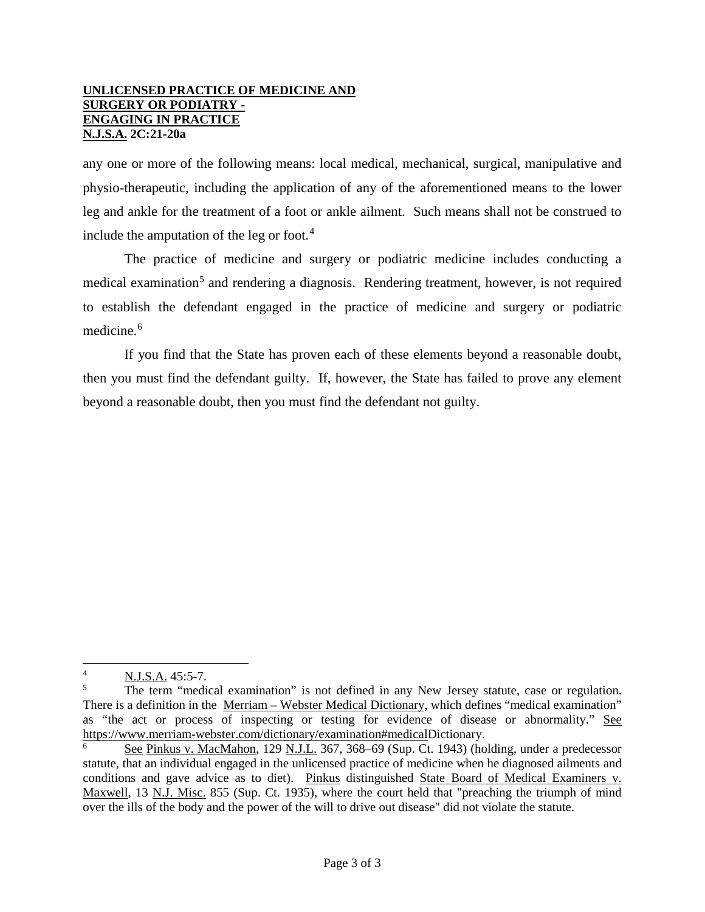any one or more of the following means: local medical, mechanical, surgical, manipulative and physio-therapeutic, including the application of any of the aforementioned means to the lower leg and ankle for the treatment of a foot or ankle ailment. Such means shall not be construed to include the amputation of the leg or foot.[4]

The practice of medicine and surgery or podiatric medicine includes conducting a medical examination[5] and rendering a diagnosis. Rendering treatment, however, is not required to establish the defendant engaged in the practice of medicine and surgery or podiatric medicine.[6]

If you find that the State has proven each of these elements beyond a reasonable doubt, then you must find the defendant guilty. If, however, the State has failed to prove any element beyond a reasonable doubt, then you must find the defendant not guilty.

---

[4] N.J.S.A. 45:5-7.

[5] The term "medical examination" is not defined in any New Jersey statute, case or regulation. There is a definition in the Merriam – Webster Medical Dictionary, which defines "medical examination" as "the act or process of inspecting or testing for evidence of disease or abnormality." See https://www.merriam-webster.com/dictionary/examination#medicalDictionary.

[6] See Pinkus v. MacMahon, 129 N.J.L. 367, 368–69 (Sup. Ct. 1943) (holding, under a predecessor statute, that an individual engaged in the unlicensed practice of medicine when he diagnosed ailments and conditions and gave advice as to diet). Pinkus distinguished State Board of Medical Examiners v. Maxwell, 13 N.J. Misc. 855 (Sup. Ct. 1935), where the court held that "preaching the triumph of mind over the ills of the body and the power of the will to drive out disease" did not violate the statute.